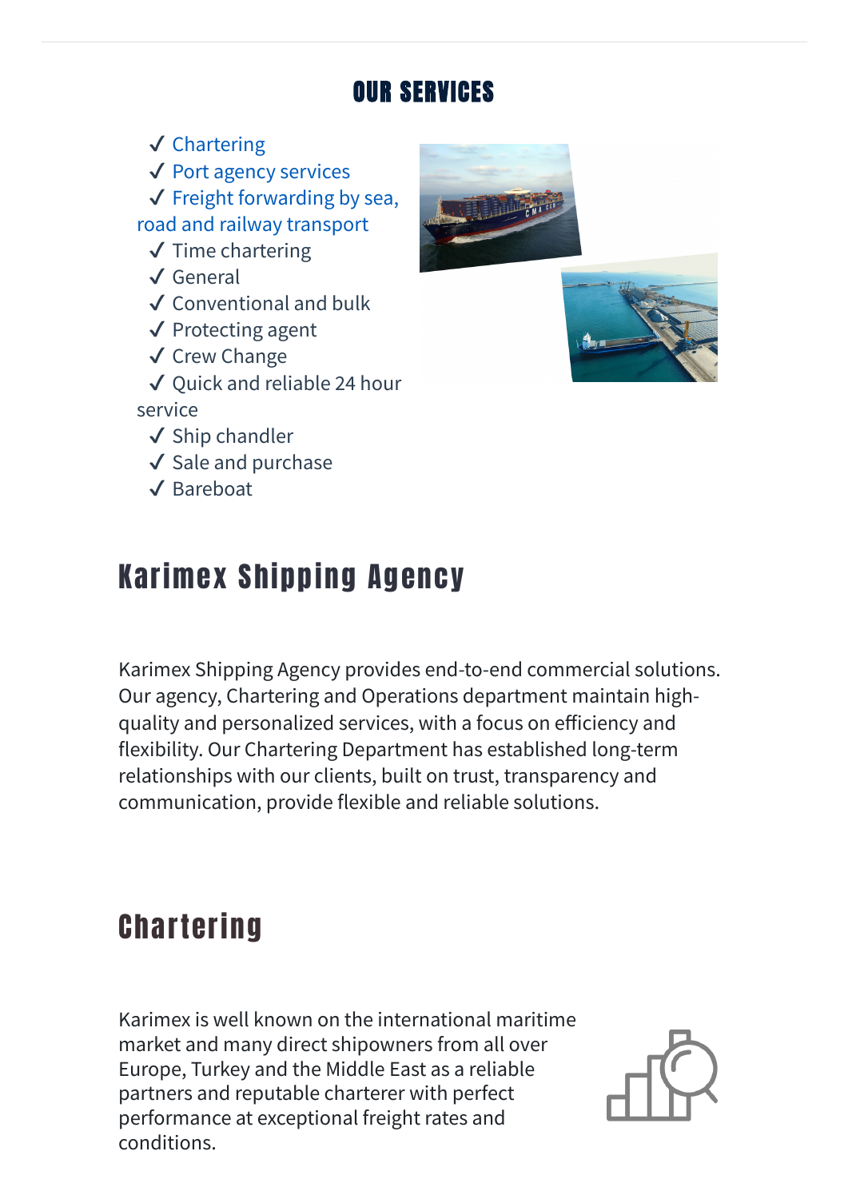## OUR SERVICES

- ✓ Chartering
- ✓ Port agency services
- ✓ Freight forwarding by sea, road and railway transport
- ✓ Time chartering
- ✓ General
- ✓ Conventional and bulk
- ✓ Protecting agent
- ✓ Crew Change
- ✓ Quick and reliable 24 hour service
- ✓ Ship chandler
- ✓ Sale and purchase
- ✓ Bareboat

# Karimex Shipping Agency

Karimex Shipping Agency provides end-to-end commercial solutions. Our agency, Chartering and Operations department maintain high-quality and personalized services, with a focus on efficiency and flexibility. Our Chartering Department has established long-term relationships with our clients, built on trust, transparency and communication, provide flexible and reliable solutions.

# Chartering

Karimex is well known on the international maritime market and many direct shipowners from all over Europe, Turkey and the Middle East as a reliable partners and reputable charterer with perfect performance at exceptional freight rates and conditions.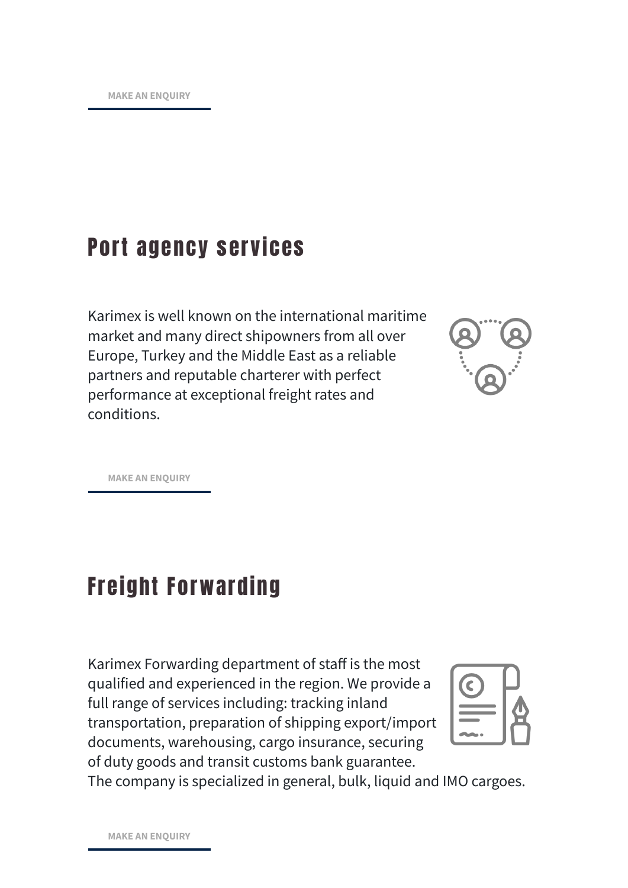MAKE AN ENQUIRY

## Port agency services

Karimex is well known on the international maritime market and many direct shipowners from all over Europe, Turkey and the Middle East as a reliable partners and reputable charterer with perfect performance at exceptional freight rates and conditions.

MAKE AN ENQUIRY

## Freight Forwarding

Karimex Forwarding department of staff is the most qualified and experienced in the region. We provide a full range of services including: tracking inland transportation, preparation of shipping export/import documents, warehousing, cargo insurance, securing of duty goods and transit customs bank guarantee. The company is specialized in general, bulk, liquid and IMO cargoes.

MAKE AN ENQUIRY